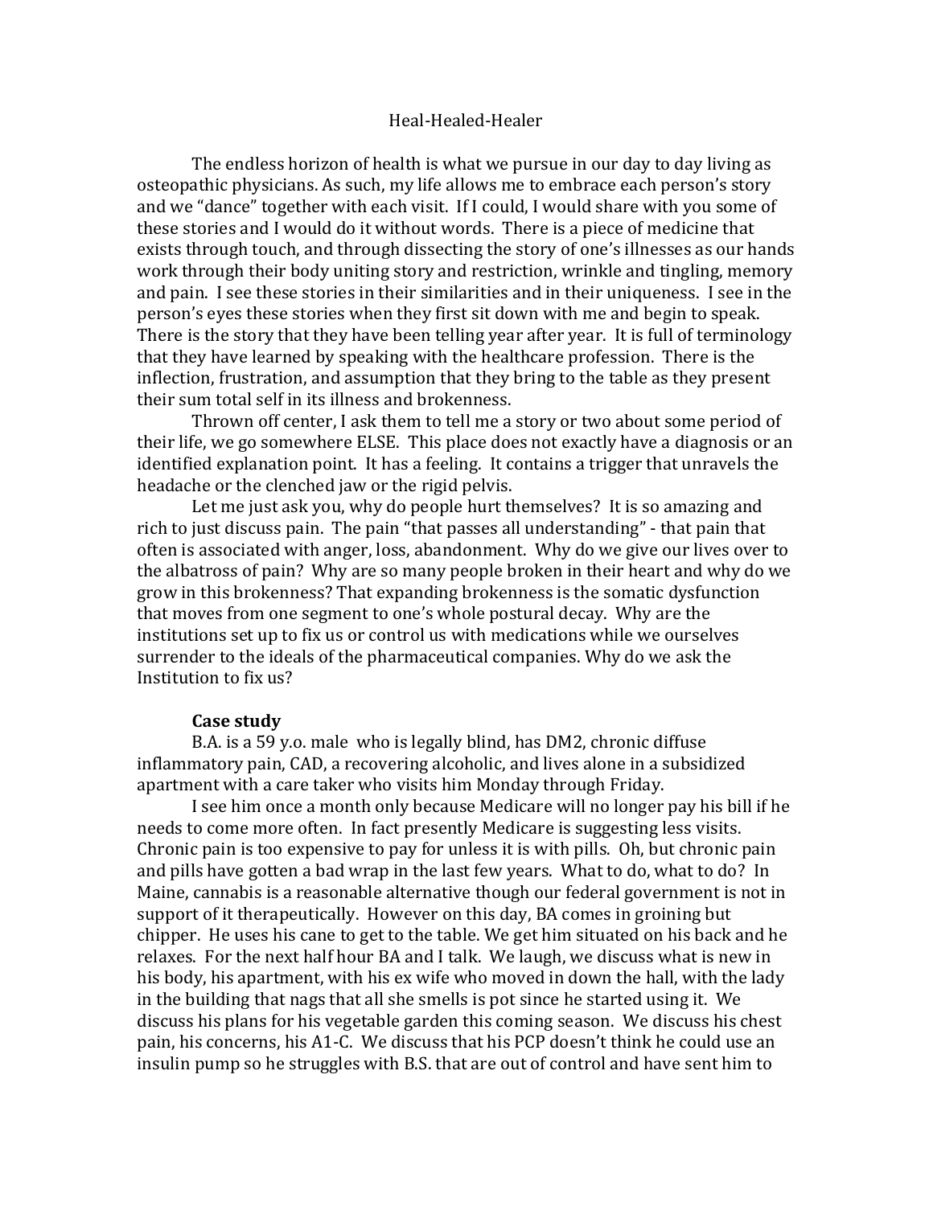# Heal-Healed-Healer

The endless horizon of health is what we pursue in our day to day living as osteopathic physicians. As such, my life allows me to embrace each person's story and we "dance" together with each visit. If I could, I would share with you some of these stories and I would do it without words. There is a piece of medicine that exists through touch, and through dissecting the story of one's illnesses as our hands work through their body uniting story and restriction, wrinkle and tingling, memory and pain. I see these stories in their similarities and in their uniqueness. I see in the person's eyes these stories when they first sit down with me and begin to speak. There is the story that they have been telling year after year. It is full of terminology that they have learned by speaking with the healthcare profession. There is the inflection, frustration, and assumption that they bring to the table as they present their sum total self in its illness and brokenness.

Thrown off center, I ask them to tell me a story or two about some period of their life, we go somewhere ELSE. This place does not exactly have a diagnosis or an identified explanation point. It has a feeling. It contains a trigger that unravels the headache or the clenched jaw or the rigid pelvis.

Let me just ask you, why do people hurt themselves? It is so amazing and rich to just discuss pain. The pain "that passes all understanding" - that pain that often is associated with anger, loss, abandonment. Why do we give our lives over to the albatross of pain? Why are so many people broken in their heart and why do we grow in this brokenness? That expanding brokenness is the somatic dysfunction that moves from one segment to one's whole postural decay. Why are the institutions set up to fix us or control us with medications while we ourselves surrender to the ideals of the pharmaceutical companies. Why do we ask the Institution to fix us?

**Case study**

B.A. is a 59 y.o. male who is legally blind, has DM2, chronic diffuse inflammatory pain, CAD, a recovering alcoholic, and lives alone in a subsidized apartment with a care taker who visits him Monday through Friday.

I see him once a month only because Medicare will no longer pay his bill if he needs to come more often. In fact presently Medicare is suggesting less visits. Chronic pain is too expensive to pay for unless it is with pills. Oh, but chronic pain and pills have gotten a bad wrap in the last few years. What to do, what to do? In Maine, cannabis is a reasonable alternative though our federal government is not in support of it therapeutically. However on this day, BA comes in groining but chipper. He uses his cane to get to the table. We get him situated on his back and he relaxes. For the next half hour BA and I talk. We laugh, we discuss what is new in his body, his apartment, with his ex wife who moved in down the hall, with the lady in the building that nags that all she smells is pot since he started using it. We discuss his plans for his vegetable garden this coming season. We discuss his chest pain, his concerns, his A1-C. We discuss that his PCP doesn't think he could use an insulin pump so he struggles with B.S. that are out of control and have sent him to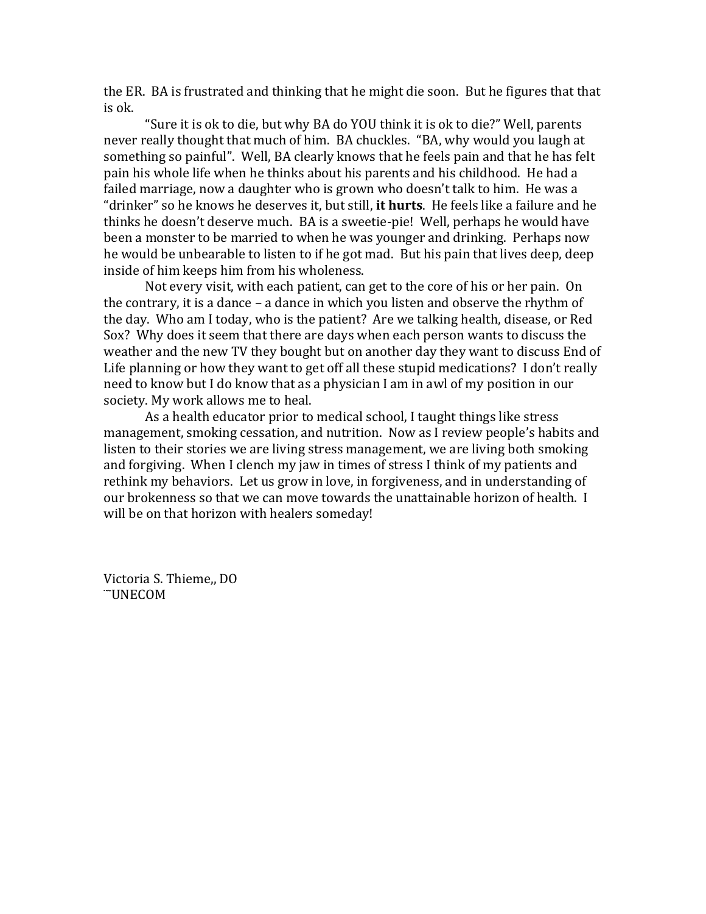the ER. BA is frustrated and thinking that he might die soon. But he figures that that is ok.

"Sure it is ok to die, but why BA do YOU think it is ok to die?" Well, parents never really thought that much of him. BA chuckles. "BA, why would you laugh at something so painful". Well, BA clearly knows that he feels pain and that he has felt pain his whole life when he thinks about his parents and his childhood. He had a failed marriage, now a daughter who is grown who doesn't talk to him. He was a "drinker" so he knows he deserves it, but still, **it hurts**. He feels like a failure and he thinks he doesn't deserve much. BA is a sweetie-pie! Well, perhaps he would have been a monster to be married to when he was younger and drinking. Perhaps now he would be unbearable to listen to if he got mad. But his pain that lives deep, deep inside of him keeps him from his wholeness.

Not every visit, with each patient, can get to the core of his or her pain. On the contrary, it is a dance – a dance in which you listen and observe the rhythm of the day. Who am I today, who is the patient? Are we talking health, disease, or Red Sox? Why does it seem that there are days when each person wants to discuss the weather and the new TV they bought but on another day they want to discuss End of Life planning or how they want to get off all these stupid medications? I don't really need to know but I do know that as a physician I am in awl of my position in our society. My work allows me to heal.

As a health educator prior to medical school, I taught things like stress management, smoking cessation, and nutrition. Now as I review people's habits and listen to their stories we are living stress management, we are living both smoking and forgiving. When I clench my jaw in times of stress I think of my patients and rethink my behaviors. Let us grow in love, in forgiveness, and in understanding of our brokenness so that we can move towards the unattainable horizon of health. I will be on that horizon with healers someday!

Victoria S. Thieme,, DO
UNECOM